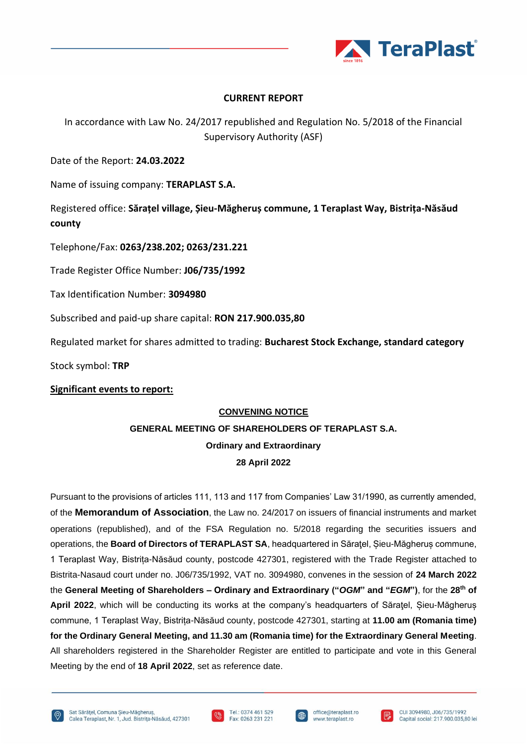## CURRENT REPORT

In accordance with Law No. 24/2017 republished and Regulation No. 5/2018 of the Financial Supervisory Authority (ASF)

Date of the Report: **24.03.2022**

Name of issuing company: **TERAPLAST S.A.**

Registered office: **Sărațel village, Șieu-Măgheruș commune, 1 Teraplast Way, Bistrița-Năsăud county**

Telephone/Fax: **0263/238.202; 0263/231.221**

Trade Register Office Number: **J06/735/1992**

Tax Identification Number: **3094980**

Subscribed and paid-up share capital: **RON 217.900.035,80**

Regulated market for shares admitted to trading: **Bucharest Stock Exchange, standard category**

Stock symbol: **TRP**

**Significant events to report:**

**CONVENING NOTICE**

**GENERAL MEETING OF SHAREHOLDERS OF TERAPLAST S.A.**

**Ordinary and Extraordinary**

**28 April 2022**

Pursuant to the provisions of articles 111, 113 and 117 from Companies' Law 31/1990, as currently amended, of the **Memorandum of Association**, the Law no. 24/2017 on issuers of financial instruments and market operations (republished), and of the FSA Regulation no. 5/2018 regarding the securities issuers and operations, the **Board of Directors of TERAPLAST SA**, headquartered in Sărațel, Șieu-Măgheruș commune, 1 Teraplast Way, Bistrița-Năsăud county, postcode 427301, registered with the Trade Register attached to Bistrita-Nasaud court under no. J06/735/1992, VAT no. 3094980, convenes in the session of **24 March 2022** the **General Meeting of Shareholders – Ordinary and Extraordinary ("*OGM*" and "*EGM*")**, for the **28th of April 2022**, which will be conducting its works at the company's headquarters of Sărațel, Șieu-Măgheruș commune, 1 Teraplast Way, Bistrița-Năsăud county, postcode 427301, starting at **11.00 am (Romania time) for the Ordinary General Meeting, and 11.30 am (Romania time) for the Extraordinary General Meeting**. All shareholders registered in the Shareholder Register are entitled to participate and vote in this General Meeting by the end of **18 April 2022**, set as reference date.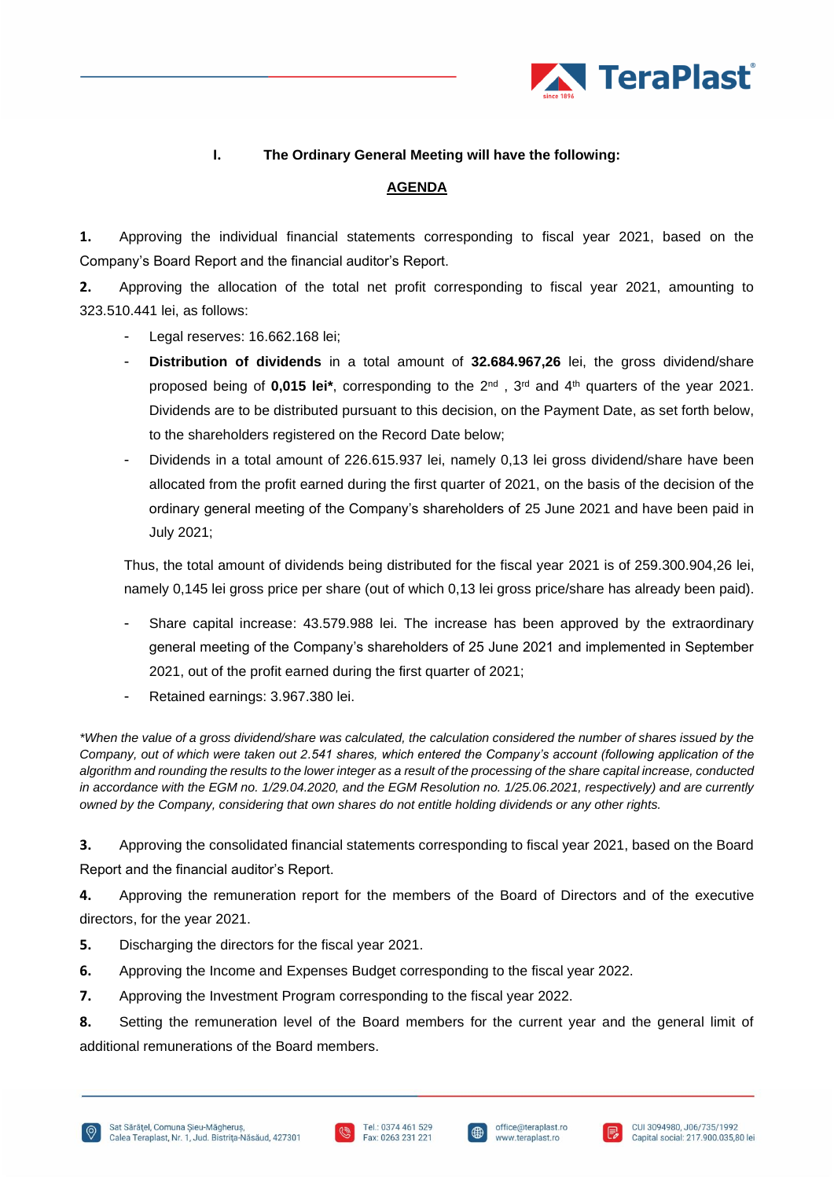## I. The Ordinary General Meeting will have the following:

## AGENDA

**1.** Approving the individual financial statements corresponding to fiscal year 2021, based on the Company's Board Report and the financial auditor's Report.

**2.** Approving the allocation of the total net profit corresponding to fiscal year 2021, amounting to 323.510.441 lei, as follows:

- Legal reserves: 16.662.168 lei;
- **Distribution of dividends** in a total amount of **32.684.967,26** lei, the gross dividend/share proposed being of **0,015 lei***, corresponding to the 2nd , 3rd and 4th quarters of the year 2021. Dividends are to be distributed pursuant to this decision, on the Payment Date, as set forth below, to the shareholders registered on the Record Date below;
- Dividends in a total amount of 226.615.937 lei, namely 0,13 lei gross dividend/share have been allocated from the profit earned during the first quarter of 2021, on the basis of the decision of the ordinary general meeting of the Company's shareholders of 25 June 2021 and have been paid in July 2021;

Thus, the total amount of dividends being distributed for the fiscal year 2021 is of 259.300.904,26 lei, namely 0,145 lei gross price per share (out of which 0,13 lei gross price/share has already been paid).

- Share capital increase: 43.579.988 lei. The increase has been approved by the extraordinary general meeting of the Company's shareholders of 25 June 2021 and implemented in September 2021, out of the profit earned during the first quarter of 2021;
- Retained earnings: 3.967.380 lei.

*\*When the value of a gross dividend/share was calculated, the calculation considered the number of shares issued by the Company, out of which were taken out 2.541 shares, which entered the Company's account (following application of the algorithm and rounding the results to the lower integer as a result of the processing of the share capital increase, conducted in accordance with the EGM no. 1/29.04.2020, and the EGM Resolution no. 1/25.06.2021, respectively) and are currently owned by the Company, considering that own shares do not entitle holding dividends or any other rights.*

**3.** Approving the consolidated financial statements corresponding to fiscal year 2021, based on the Board Report and the financial auditor's Report.

**4.** Approving the remuneration report for the members of the Board of Directors and of the executive directors, for the year 2021.

**5.** Discharging the directors for the fiscal year 2021.

**6.** Approving the Income and Expenses Budget corresponding to the fiscal year 2022.

**7.** Approving the Investment Program corresponding to the fiscal year 2022.

**8.** Setting the remuneration level of the Board members for the current year and the general limit of additional remunerations of the Board members.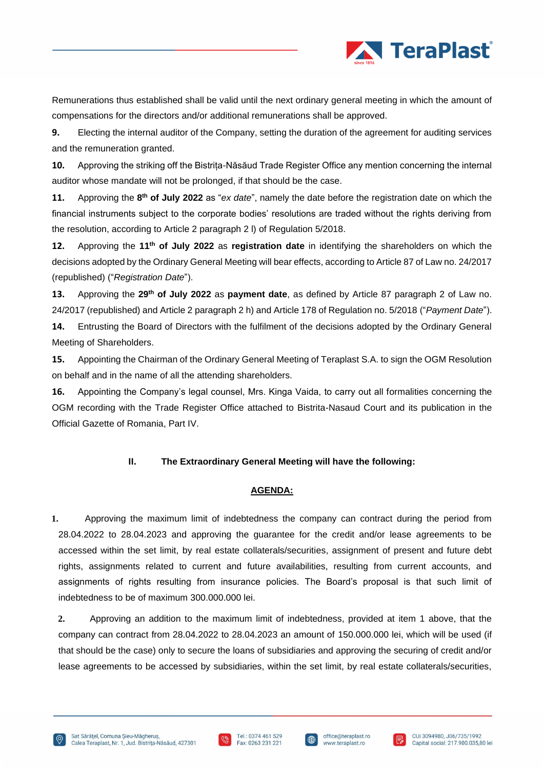Remunerations thus established shall be valid until the next ordinary general meeting in which the amount of compensations for the directors and/or additional remunerations shall be approved.

**9.** Electing the internal auditor of the Company, setting the duration of the agreement for auditing services and the remuneration granted.

**10.** Approving the striking off the Bistrița-Năsăud Trade Register Office any mention concerning the internal auditor whose mandate will not be prolonged, if that should be the case.

**11.** Approving the **8th of July 2022** as "*ex date*", namely the date before the registration date on which the financial instruments subject to the corporate bodies' resolutions are traded without the rights deriving from the resolution, according to Article 2 paragraph 2 l) of Regulation 5/2018.

**12.** Approving the **11th of July 2022** as **registration date** in identifying the shareholders on which the decisions adopted by the Ordinary General Meeting will bear effects, according to Article 87 of Law no. 24/2017 (republished) ("*Registration Date*").

**13.** Approving the **29th of July 2022** as **payment date**, as defined by Article 87 paragraph 2 of Law no. 24/2017 (republished) and Article 2 paragraph 2 h) and Article 178 of Regulation no. 5/2018 ("*Payment Date*").

**14.** Entrusting the Board of Directors with the fulfilment of the decisions adopted by the Ordinary General Meeting of Shareholders.

**15.** Appointing the Chairman of the Ordinary General Meeting of Teraplast S.A. to sign the OGM Resolution on behalf and in the name of all the attending shareholders.

**16.** Appointing the Company's legal counsel, Mrs. Kinga Vaida, to carry out all formalities concerning the OGM recording with the Trade Register Office attached to Bistrita-Nasaud Court and its publication in the Official Gazette of Romania, Part IV.

## II. The Extraordinary General Meeting will have the following:

**AGENDA:**

**1.** Approving the maximum limit of indebtedness the company can contract during the period from 28.04.2022 to 28.04.2023 and approving the guarantee for the credit and/or lease agreements to be accessed within the set limit, by real estate collaterals/securities, assignment of present and future debt rights, assignments related to current and future availabilities, resulting from current accounts, and assignments of rights resulting from insurance policies. The Board's proposal is that such limit of indebtedness to be of maximum 300.000.000 lei.

**2.** Approving an addition to the maximum limit of indebtedness, provided at item 1 above, that the company can contract from 28.04.2022 to 28.04.2023 an amount of 150.000.000 lei, which will be used (if that should be the case) only to secure the loans of subsidiaries and approving the securing of credit and/or lease agreements to be accessed by subsidiaries, within the set limit, by real estate collaterals/securities,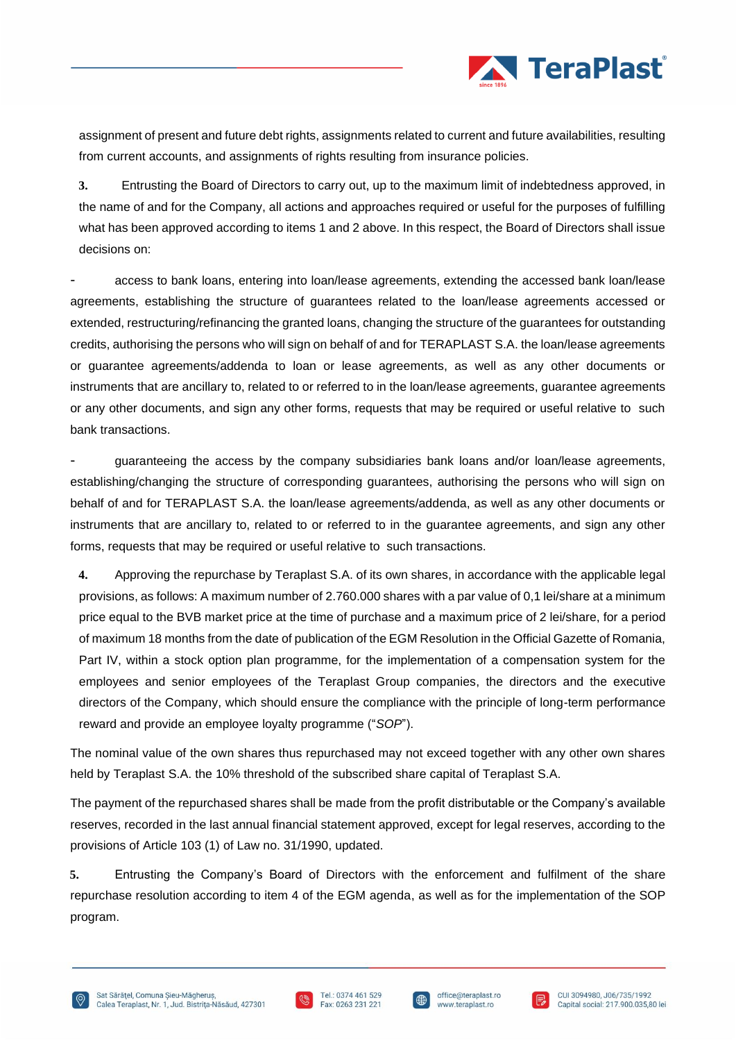assignment of present and future debt rights, assignments related to current and future availabilities, resulting from current accounts, and assignments of rights resulting from insurance policies.

**3.** Entrusting the Board of Directors to carry out, up to the maximum limit of indebtedness approved, in the name of and for the Company, all actions and approaches required or useful for the purposes of fulfilling what has been approved according to items 1 and 2 above. In this respect, the Board of Directors shall issue decisions on:

- access to bank loans, entering into loan/lease agreements, extending the accessed bank loan/lease agreements, establishing the structure of guarantees related to the loan/lease agreements accessed or extended, restructuring/refinancing the granted loans, changing the structure of the guarantees for outstanding credits, authorising the persons who will sign on behalf of and for TERAPLAST S.A. the loan/lease agreements or guarantee agreements/addenda to loan or lease agreements, as well as any other documents or instruments that are ancillary to, related to or referred to in the loan/lease agreements, guarantee agreements or any other documents, and sign any other forms, requests that may be required or useful relative to such bank transactions.

- guaranteeing the access by the company subsidiaries bank loans and/or loan/lease agreements, establishing/changing the structure of corresponding guarantees, authorising the persons who will sign on behalf of and for TERAPLAST S.A. the loan/lease agreements/addenda, as well as any other documents or instruments that are ancillary to, related to or referred to in the guarantee agreements, and sign any other forms, requests that may be required or useful relative to such transactions.

**4.** Approving the repurchase by Teraplast S.A. of its own shares, in accordance with the applicable legal provisions, as follows: A maximum number of 2.760.000 shares with a par value of 0,1 lei/share at a minimum price equal to the BVB market price at the time of purchase and a maximum price of 2 lei/share, for a period of maximum 18 months from the date of publication of the EGM Resolution in the Official Gazette of Romania, Part IV, within a stock option plan programme, for the implementation of a compensation system for the employees and senior employees of the Teraplast Group companies, the directors and the executive directors of the Company, which should ensure the compliance with the principle of long-term performance reward and provide an employee loyalty programme ("*SOP*").

The nominal value of the own shares thus repurchased may not exceed together with any other own shares held by Teraplast S.A. the 10% threshold of the subscribed share capital of Teraplast S.A.

The payment of the repurchased shares shall be made from the profit distributable or the Company's available reserves, recorded in the last annual financial statement approved, except for legal reserves, according to the provisions of Article 103 (1) of Law no. 31/1990, updated.

**5.** Entrusting the Company's Board of Directors with the enforcement and fulfilment of the share repurchase resolution according to item 4 of the EGM agenda, as well as for the implementation of the SOP program.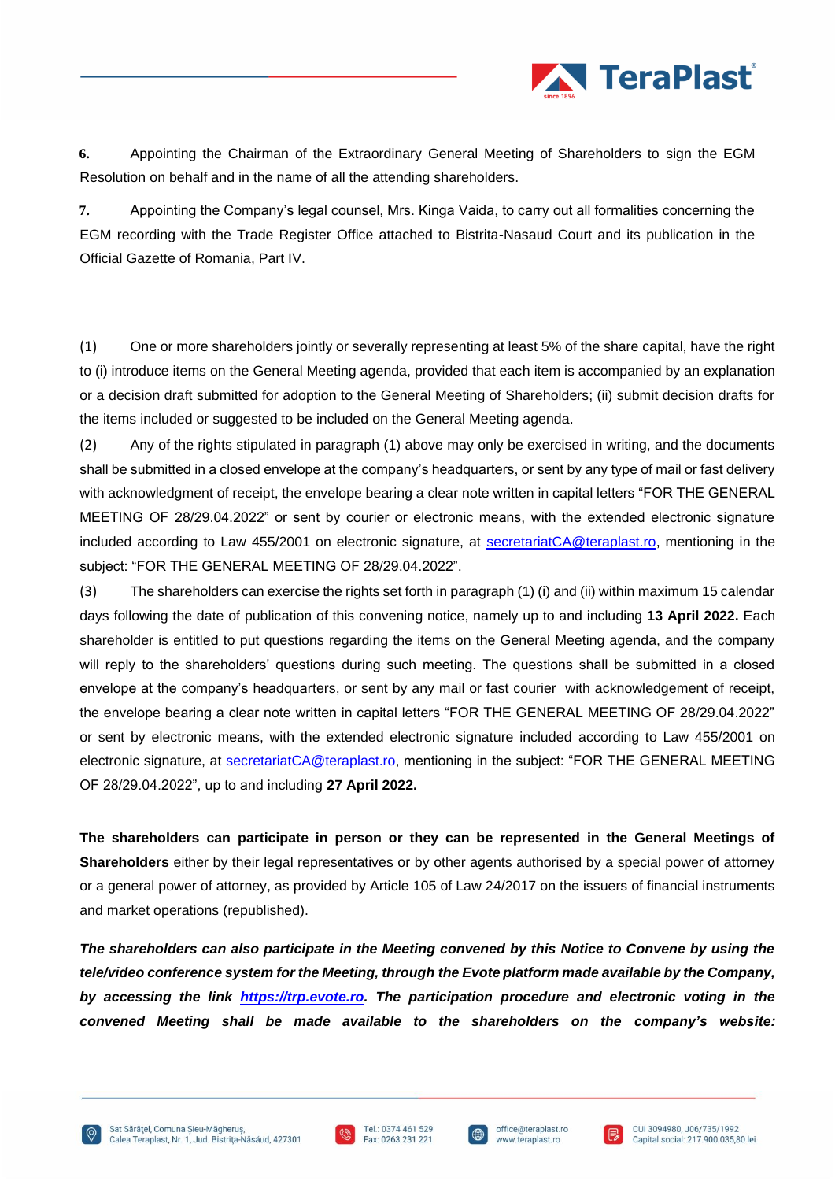6. Appointing the Chairman of the Extraordinary General Meeting of Shareholders to sign the EGM Resolution on behalf and in the name of all the attending shareholders.

7. Appointing the Company's legal counsel, Mrs. Kinga Vaida, to carry out all formalities concerning the EGM recording with the Trade Register Office attached to Bistrita-Nasaud Court and its publication in the Official Gazette of Romania, Part IV.

(1) One or more shareholders jointly or severally representing at least 5% of the share capital, have the right to (i) introduce items on the General Meeting agenda, provided that each item is accompanied by an explanation or a decision draft submitted for adoption to the General Meeting of Shareholders; (ii) submit decision drafts for the items included or suggested to be included on the General Meeting agenda.

(2) Any of the rights stipulated in paragraph (1) above may only be exercised in writing, and the documents shall be submitted in a closed envelope at the company's headquarters, or sent by any type of mail or fast delivery with acknowledgment of receipt, the envelope bearing a clear note written in capital letters "FOR THE GENERAL MEETING OF 28/29.04.2022" or sent by courier or electronic means, with the extended electronic signature included according to Law 455/2001 on electronic signature, at secretariatCA@teraplast.ro, mentioning in the subject: "FOR THE GENERAL MEETING OF 28/29.04.2022".

(3) The shareholders can exercise the rights set forth in paragraph (1) (i) and (ii) within maximum 15 calendar days following the date of publication of this convening notice, namely up to and including **13 April 2022.** Each shareholder is entitled to put questions regarding the items on the General Meeting agenda, and the company will reply to the shareholders' questions during such meeting. The questions shall be submitted in a closed envelope at the company's headquarters, or sent by any mail or fast courier with acknowledgement of receipt, the envelope bearing a clear note written in capital letters "FOR THE GENERAL MEETING OF 28/29.04.2022" or sent by electronic means, with the extended electronic signature included according to Law 455/2001 on electronic signature, at secretariatCA@teraplast.ro, mentioning in the subject: "FOR THE GENERAL MEETING OF 28/29.04.2022", up to and including **27 April 2022.**

**The shareholders can participate in person or they can be represented in the General Meetings of Shareholders** either by their legal representatives or by other agents authorised by a special power of attorney or a general power of attorney, as provided by Article 105 of Law 24/2017 on the issuers of financial instruments and market operations (republished).

***The shareholders can also participate in the Meeting convened by this Notice to Convene by using the tele/video conference system for the Meeting, through the Evote platform made available by the Company, by accessing the link https://trp.evote.ro. The participation procedure and electronic voting in the convened Meeting shall be made available to the shareholders on the company's website:***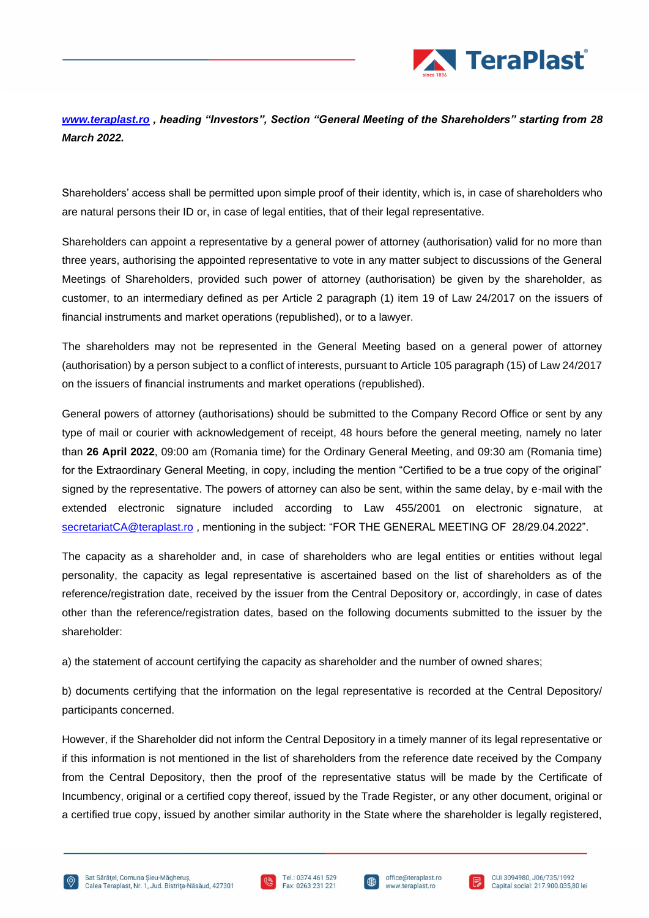***[www.teraplast.ro](http://www.teraplast.ro) , heading "Investors", Section "General Meeting of the Shareholders" starting from 28 March 2022.***

Shareholders' access shall be permitted upon simple proof of their identity, which is, in case of shareholders who are natural persons their ID or, in case of legal entities, that of their legal representative.

Shareholders can appoint a representative by a general power of attorney (authorisation) valid for no more than three years, authorising the appointed representative to vote in any matter subject to discussions of the General Meetings of Shareholders, provided such power of attorney (authorisation) be given by the shareholder, as customer, to an intermediary defined as per Article 2 paragraph (1) item 19 of Law 24/2017 on the issuers of financial instruments and market operations (republished), or to a lawyer.

The shareholders may not be represented in the General Meeting based on a general power of attorney (authorisation) by a person subject to a conflict of interests, pursuant to Article 105 paragraph (15) of Law 24/2017 on the issuers of financial instruments and market operations (republished).

General powers of attorney (authorisations) should be submitted to the Company Record Office or sent by any type of mail or courier with acknowledgement of receipt, 48 hours before the general meeting, namely no later than **26 April 2022**, 09:00 am (Romania time) for the Ordinary General Meeting, and 09:30 am (Romania time) for the Extraordinary General Meeting, in copy, including the mention "Certified to be a true copy of the original" signed by the representative. The powers of attorney can also be sent, within the same delay, by e-mail with the extended electronic signature included according to Law 455/2001 on electronic signature, at [secretariatCA@teraplast.ro](mailto:secretariatCA@teraplast.ro) , mentioning in the subject: "FOR THE GENERAL MEETING OF 28/29.04.2022".

The capacity as a shareholder and, in case of shareholders who are legal entities or entities without legal personality, the capacity as legal representative is ascertained based on the list of shareholders as of the reference/registration date, received by the issuer from the Central Depository or, accordingly, in case of dates other than the reference/registration dates, based on the following documents submitted to the issuer by the shareholder:

a) the statement of account certifying the capacity as shareholder and the number of owned shares;

b) documents certifying that the information on the legal representative is recorded at the Central Depository/ participants concerned.

However, if the Shareholder did not inform the Central Depository in a timely manner of its legal representative or if this information is not mentioned in the list of shareholders from the reference date received by the Company from the Central Depository, then the proof of the representative status will be made by the Certificate of Incumbency, original or a certified copy thereof, issued by the Trade Register, or any other document, original or a certified true copy, issued by another similar authority in the State where the shareholder is legally registered,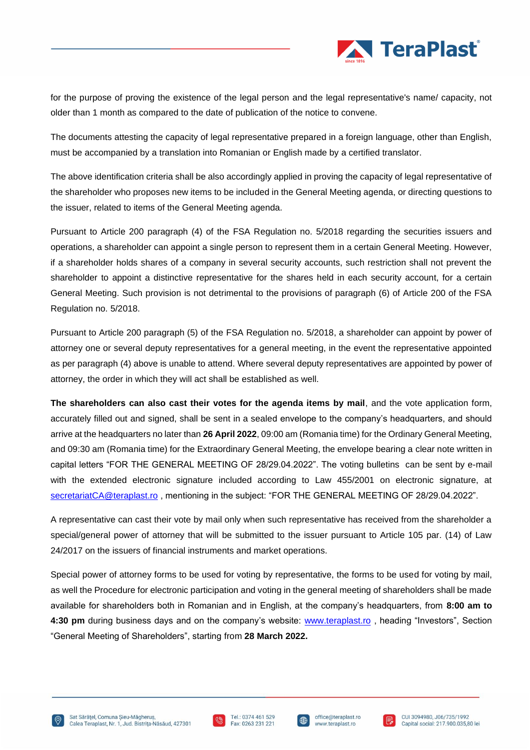for the purpose of proving the existence of the legal person and the legal representative's name/ capacity, not older than 1 month as compared to the date of publication of the notice to convene.

The documents attesting the capacity of legal representative prepared in a foreign language, other than English, must be accompanied by a translation into Romanian or English made by a certified translator.

The above identification criteria shall be also accordingly applied in proving the capacity of legal representative of the shareholder who proposes new items to be included in the General Meeting agenda, or directing questions to the issuer, related to items of the General Meeting agenda.

Pursuant to Article 200 paragraph (4) of the FSA Regulation no. 5/2018 regarding the securities issuers and operations, a shareholder can appoint a single person to represent them in a certain General Meeting. However, if a shareholder holds shares of a company in several security accounts, such restriction shall not prevent the shareholder to appoint a distinctive representative for the shares held in each security account, for a certain General Meeting. Such provision is not detrimental to the provisions of paragraph (6) of Article 200 of the FSA Regulation no. 5/2018.

Pursuant to Article 200 paragraph (5) of the FSA Regulation no. 5/2018, a shareholder can appoint by power of attorney one or several deputy representatives for a general meeting, in the event the representative appointed as per paragraph (4) above is unable to attend. Where several deputy representatives are appointed by power of attorney, the order in which they will act shall be established as well.

**The shareholders can also cast their votes for the agenda items by mail**, and the vote application form, accurately filled out and signed, shall be sent in a sealed envelope to the company's headquarters, and should arrive at the headquarters no later than **26 April 2022**, 09:00 am (Romania time) for the Ordinary General Meeting, and 09:30 am (Romania time) for the Extraordinary General Meeting, the envelope bearing a clear note written in capital letters "FOR THE GENERAL MEETING OF 28/29.04.2022". The voting bulletins can be sent by e-mail with the extended electronic signature included according to Law 455/2001 on electronic signature, at secretariatCA@teraplast.ro , mentioning in the subject: "FOR THE GENERAL MEETING OF 28/29.04.2022".

A representative can cast their vote by mail only when such representative has received from the shareholder a special/general power of attorney that will be submitted to the issuer pursuant to Article 105 par. (14) of Law 24/2017 on the issuers of financial instruments and market operations.

Special power of attorney forms to be used for voting by representative, the forms to be used for voting by mail, as well the Procedure for electronic participation and voting in the general meeting of shareholders shall be made available for shareholders both in Romanian and in English, at the company's headquarters, from **8:00 am to 4:30 pm** during business days and on the company's website: www.teraplast.ro , heading "Investors", Section "General Meeting of Shareholders", starting from **28 March 2022.**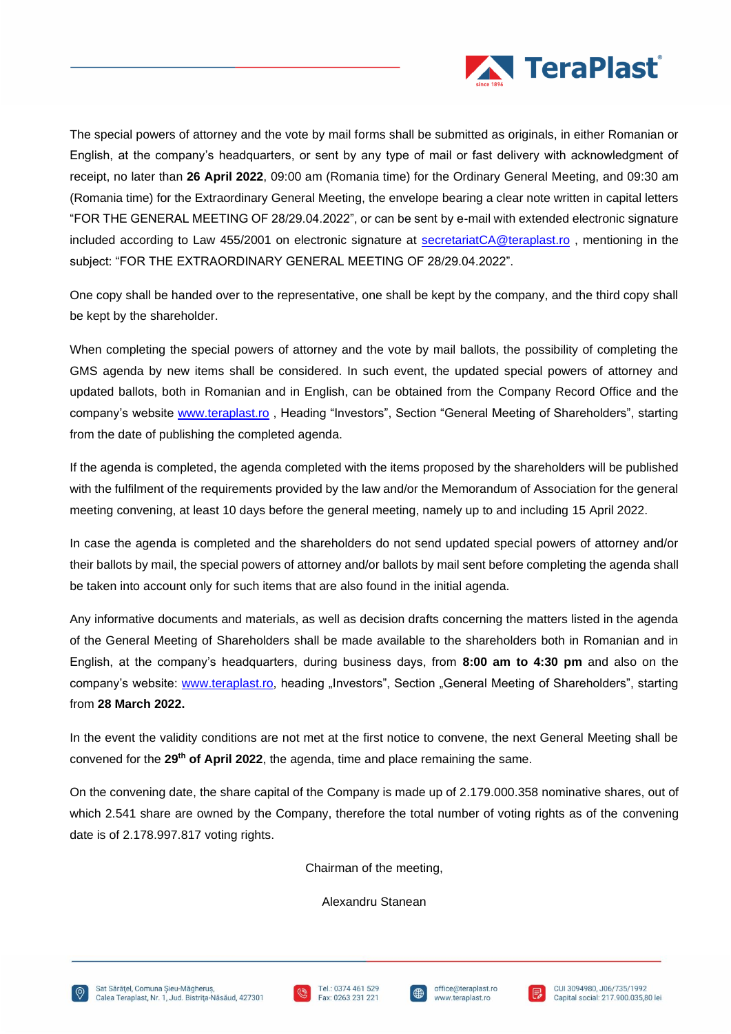The special powers of attorney and the vote by mail forms shall be submitted as originals, in either Romanian or English, at the company's headquarters, or sent by any type of mail or fast delivery with acknowledgment of receipt, no later than **26 April 2022**, 09:00 am (Romania time) for the Ordinary General Meeting, and 09:30 am (Romania time) for the Extraordinary General Meeting, the envelope bearing a clear note written in capital letters "FOR THE GENERAL MEETING OF 28/29.04.2022", or can be sent by e-mail with extended electronic signature included according to Law 455/2001 on electronic signature at secretariatCA@teraplast.ro , mentioning in the subject: "FOR THE EXTRAORDINARY GENERAL MEETING OF 28/29.04.2022".

One copy shall be handed over to the representative, one shall be kept by the company, and the third copy shall be kept by the shareholder.

When completing the special powers of attorney and the vote by mail ballots, the possibility of completing the GMS agenda by new items shall be considered. In such event, the updated special powers of attorney and updated ballots, both in Romanian and in English, can be obtained from the Company Record Office and the company's website www.teraplast.ro , Heading "Investors", Section "General Meeting of Shareholders", starting from the date of publishing the completed agenda.

If the agenda is completed, the agenda completed with the items proposed by the shareholders will be published with the fulfilment of the requirements provided by the law and/or the Memorandum of Association for the general meeting convening, at least 10 days before the general meeting, namely up to and including 15 April 2022.

In case the agenda is completed and the shareholders do not send updated special powers of attorney and/or their ballots by mail, the special powers of attorney and/or ballots by mail sent before completing the agenda shall be taken into account only for such items that are also found in the initial agenda.

Any informative documents and materials, as well as decision drafts concerning the matters listed in the agenda of the General Meeting of Shareholders shall be made available to the shareholders both in Romanian and in English, at the company's headquarters, during business days, from **8:00 am to 4:30 pm** and also on the company's website: www.teraplast.ro, heading „Investors", Section „General Meeting of Shareholders", starting from **28 March 2022.**

In the event the validity conditions are not met at the first notice to convene, the next General Meeting shall be convened for the **29th of April 2022**, the agenda, time and place remaining the same.

On the convening date, the share capital of the Company is made up of 2.179.000.358 nominative shares, out of which 2.541 share are owned by the Company, therefore the total number of voting rights as of the convening date is of 2.178.997.817 voting rights.

Chairman of the meeting,

Alexandru Stanean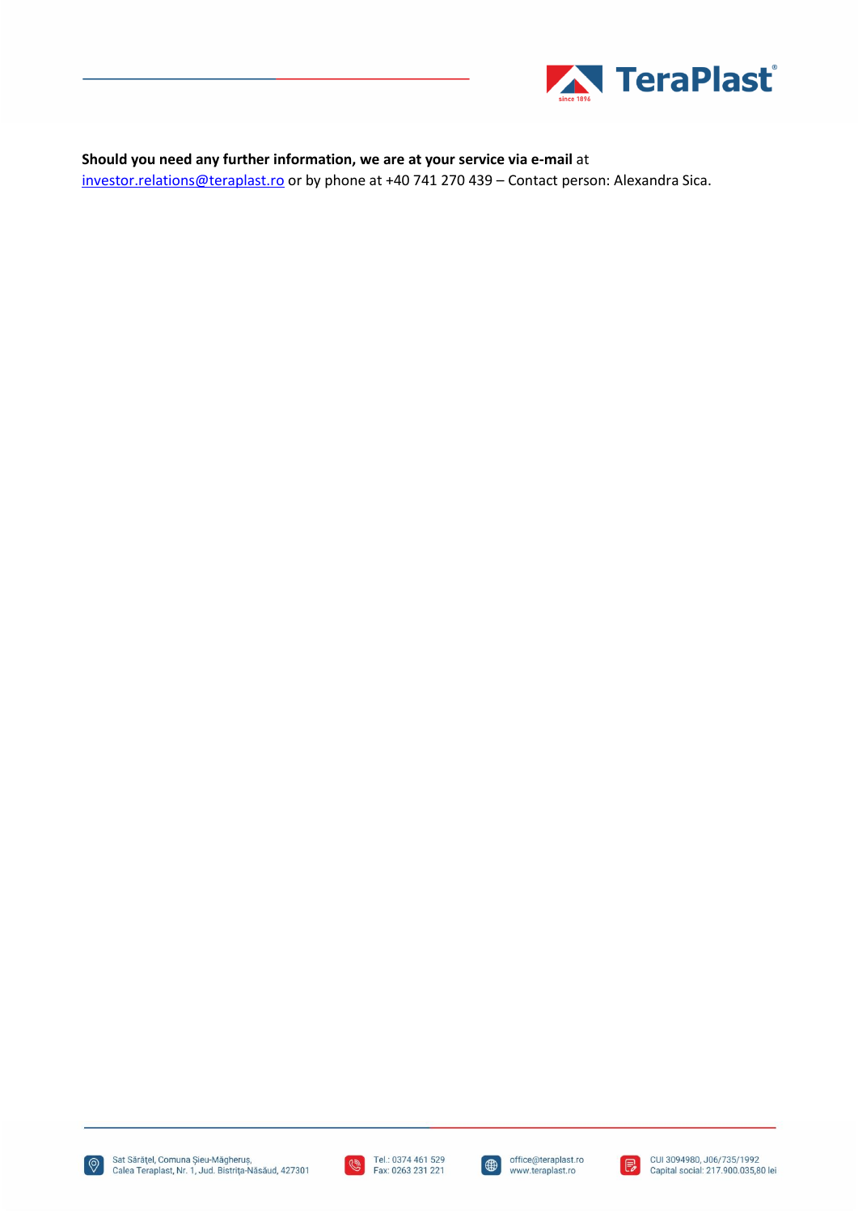**Should you need any further information, we are at your service via e-mail** at investor.relations@teraplast.ro or by phone at +40 741 270 439 – Contact person: Alexandra Sica.